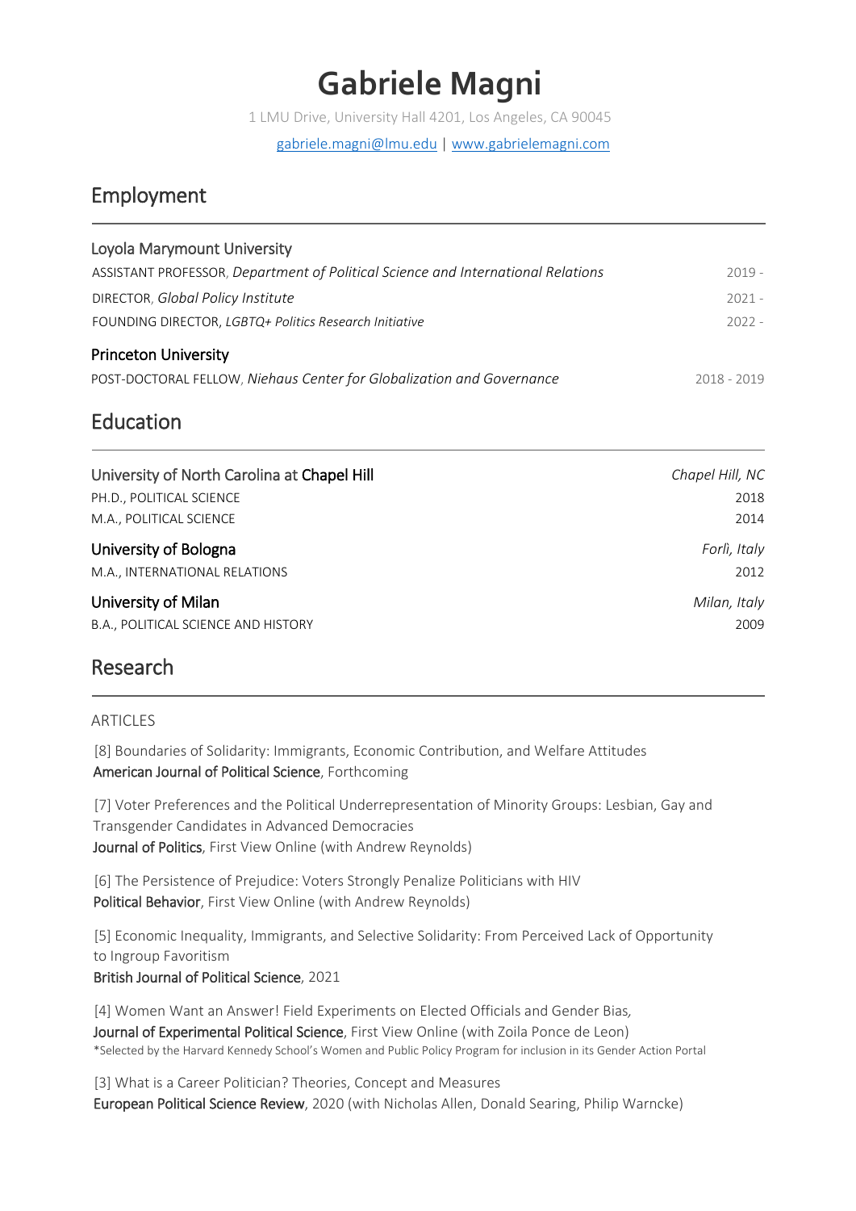# Gabriele Magni

1 LMU Drive, University Hall 4201, Los Angeles, CA 90045

gabriele.magni@lmu.edu | www.gabrielemagni.com

## Employment

### Loyola Marymount University

ASSISTANT PROFESSOR, *Department of Political Science and International Relations* — 2019 -

DIRECTOR, *Global Policy Institute* — 2021 -

FOUNDING DIRECTOR, *LGBTQ+ Politics Research Initiative* — 2022 -

### Princeton University

POST-DOCTORAL FELLOW, *Niehaus Center for Globalization and Governance* — 2018 - 2019

## Education

### University of North Carolina at Chapel Hill — *Chapel Hill, NC*

PH.D., POLITICAL SCIENCE — 2018

M.A., POLITICAL SCIENCE — 2014

### University of Bologna — *Forlì, Italy*

M.A., INTERNATIONAL RELATIONS — 2012

### University of Milan — *Milan, Italy*

B.A., POLITICAL SCIENCE AND HISTORY — 2009

## Research

ARTICLES

[8] Boundaries of Solidarity: Immigrants, Economic Contribution, and Welfare Attitudes
American Journal of Political Science, Forthcoming

[7] Voter Preferences and the Political Underrepresentation of Minority Groups: Lesbian, Gay and Transgender Candidates in Advanced Democracies
Journal of Politics, First View Online (with Andrew Reynolds)

[6] The Persistence of Prejudice: Voters Strongly Penalize Politicians with HIV
Political Behavior, First View Online (with Andrew Reynolds)

[5] Economic Inequality, Immigrants, and Selective Solidarity: From Perceived Lack of Opportunity to Ingroup Favoritism
British Journal of Political Science, 2021

[4] Women Want an Answer! Field Experiments on Elected Officials and Gender Bias,
Journal of Experimental Political Science, First View Online (with Zoila Ponce de Leon)
*Selected by the Harvard Kennedy School's Women and Public Policy Program for inclusion in its Gender Action Portal

[3] What is a Career Politician? Theories, Concept and Measures
European Political Science Review, 2020 (with Nicholas Allen, Donald Searing, Philip Warncke)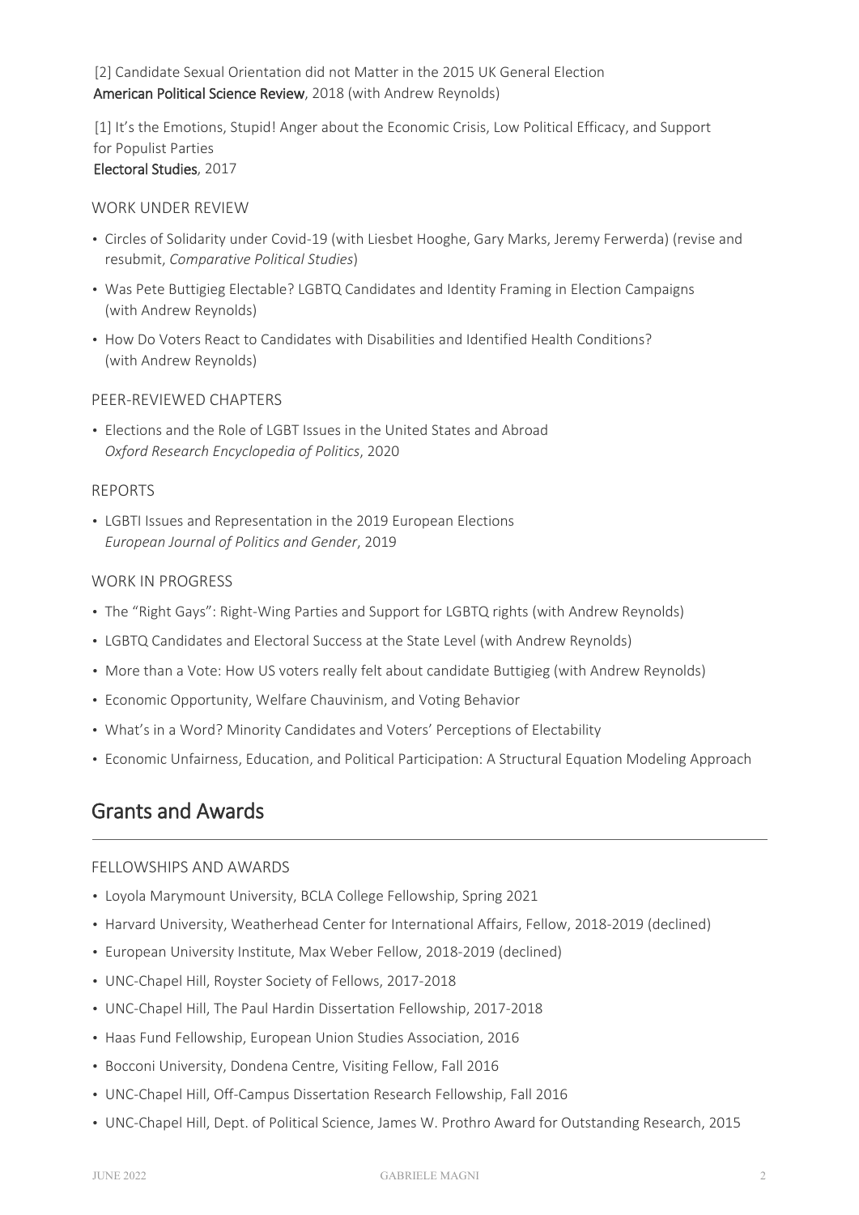[2] Candidate Sexual Orientation did not Matter in the 2015 UK General Election
**American Political Science Review**, 2018 (with Andrew Reynolds)

[1] It's the Emotions, Stupid! Anger about the Economic Crisis, Low Political Efficacy, and Support for Populist Parties
**Electoral Studies**, 2017

### WORK UNDER REVIEW

- Circles of Solidarity under Covid-19 (with Liesbet Hooghe, Gary Marks, Jeremy Ferwerda) (revise and resubmit, *Comparative Political Studies*)
- Was Pete Buttigieg Electable? LGBTQ Candidates and Identity Framing in Election Campaigns (with Andrew Reynolds)
- How Do Voters React to Candidates with Disabilities and Identified Health Conditions? (with Andrew Reynolds)

### PEER-REVIEWED CHAPTERS

- Elections and the Role of LGBT Issues in the United States and Abroad
  *Oxford Research Encyclopedia of Politics*, 2020

### REPORTS

- LGBTI Issues and Representation in the 2019 European Elections
  *European Journal of Politics and Gender*, 2019

### WORK IN PROGRESS

- The "Right Gays": Right-Wing Parties and Support for LGBTQ rights (with Andrew Reynolds)
- LGBTQ Candidates and Electoral Success at the State Level (with Andrew Reynolds)
- More than a Vote: How US voters really felt about candidate Buttigieg (with Andrew Reynolds)
- Economic Opportunity, Welfare Chauvinism, and Voting Behavior
- What's in a Word? Minority Candidates and Voters' Perceptions of Electability
- Economic Unfairness, Education, and Political Participation: A Structural Equation Modeling Approach

## Grants and Awards

### FELLOWSHIPS AND AWARDS

- Loyola Marymount University, BCLA College Fellowship, Spring 2021
- Harvard University, Weatherhead Center for International Affairs, Fellow, 2018-2019 (declined)
- European University Institute, Max Weber Fellow, 2018-2019 (declined)
- UNC-Chapel Hill, Royster Society of Fellows, 2017-2018
- UNC-Chapel Hill, The Paul Hardin Dissertation Fellowship, 2017-2018
- Haas Fund Fellowship, European Union Studies Association, 2016
- Bocconi University, Dondena Centre, Visiting Fellow, Fall 2016
- UNC-Chapel Hill, Off-Campus Dissertation Research Fellowship, Fall 2016
- UNC-Chapel Hill, Dept. of Political Science, James W. Prothro Award for Outstanding Research, 2015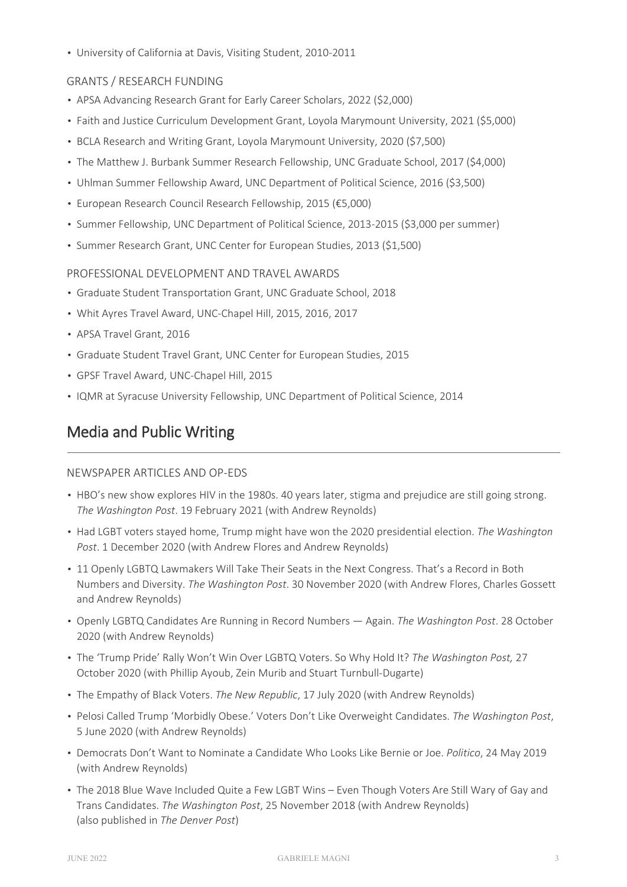- University of California at Davis, Visiting Student, 2010-2011

### GRANTS / RESEARCH FUNDING

- APSA Advancing Research Grant for Early Career Scholars, 2022 ($2,000)
- Faith and Justice Curriculum Development Grant, Loyola Marymount University, 2021 ($5,000)
- BCLA Research and Writing Grant, Loyola Marymount University, 2020 ($7,500)
- The Matthew J. Burbank Summer Research Fellowship, UNC Graduate School, 2017 ($4,000)
- Uhlman Summer Fellowship Award, UNC Department of Political Science, 2016 ($3,500)
- European Research Council Research Fellowship, 2015 (€5,000)
- Summer Fellowship, UNC Department of Political Science, 2013-2015 ($3,000 per summer)
- Summer Research Grant, UNC Center for European Studies, 2013 ($1,500)

### PROFESSIONAL DEVELOPMENT AND TRAVEL AWARDS

- Graduate Student Transportation Grant, UNC Graduate School, 2018
- Whit Ayres Travel Award, UNC-Chapel Hill, 2015, 2016, 2017
- APSA Travel Grant, 2016
- Graduate Student Travel Grant, UNC Center for European Studies, 2015
- GPSF Travel Award, UNC-Chapel Hill, 2015
- IQMR at Syracuse University Fellowship, UNC Department of Political Science, 2014

## Media and Public Writing

### NEWSPAPER ARTICLES AND OP-EDS

- HBO's new show explores HIV in the 1980s. 40 years later, stigma and prejudice are still going strong. *The Washington Post*. 19 February 2021 (with Andrew Reynolds)
- Had LGBT voters stayed home, Trump might have won the 2020 presidential election. *The Washington Post*. 1 December 2020 (with Andrew Flores and Andrew Reynolds)
- 11 Openly LGBTQ Lawmakers Will Take Their Seats in the Next Congress. That's a Record in Both Numbers and Diversity. *The Washington Post*. 30 November 2020 (with Andrew Flores, Charles Gossett and Andrew Reynolds)
- Openly LGBTQ Candidates Are Running in Record Numbers — Again. *The Washington Post*. 28 October 2020 (with Andrew Reynolds)
- The 'Trump Pride' Rally Won't Win Over LGBTQ Voters. So Why Hold It? *The Washington Post,* 27 October 2020 (with Phillip Ayoub, Zein Murib and Stuart Turnbull-Dugarte)
- The Empathy of Black Voters. *The New Republic*, 17 July 2020 (with Andrew Reynolds)
- Pelosi Called Trump 'Morbidly Obese.' Voters Don't Like Overweight Candidates. *The Washington Post*, 5 June 2020 (with Andrew Reynolds)
- Democrats Don't Want to Nominate a Candidate Who Looks Like Bernie or Joe. *Politico*, 24 May 2019 (with Andrew Reynolds)
- The 2018 Blue Wave Included Quite a Few LGBT Wins – Even Though Voters Are Still Wary of Gay and Trans Candidates. *The Washington Post*, 25 November 2018 (with Andrew Reynolds) (also published in *The Denver Post*)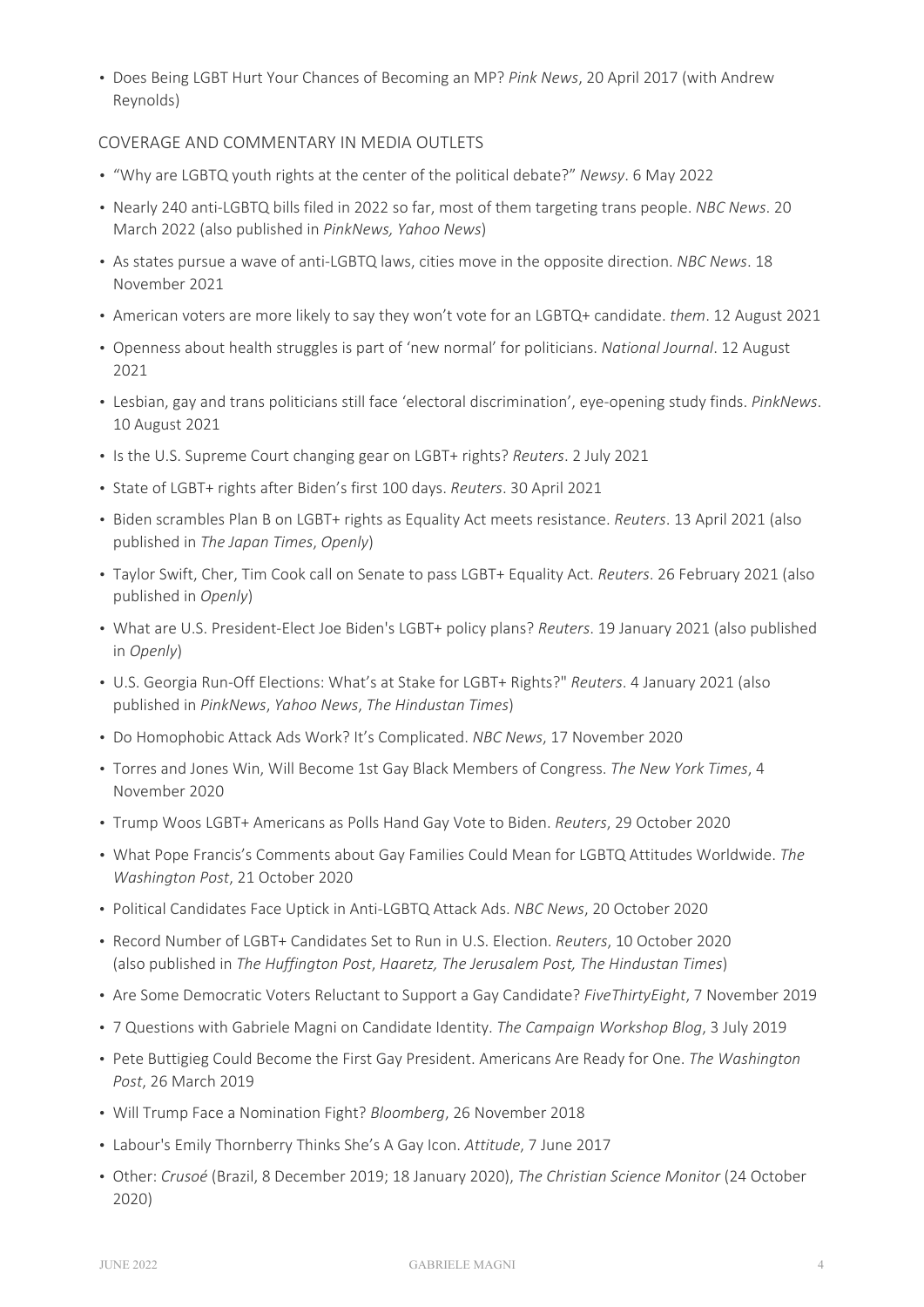- Does Being LGBT Hurt Your Chances of Becoming an MP? *Pink News*, 20 April 2017 (with Andrew Reynolds)

## COVERAGE AND COMMENTARY IN MEDIA OUTLETS

- "Why are LGBTQ youth rights at the center of the political debate?" *Newsy*. 6 May 2022
- Nearly 240 anti-LGBTQ bills filed in 2022 so far, most of them targeting trans people. *NBC News*. 20 March 2022 (also published in *PinkNews, Yahoo News*)
- As states pursue a wave of anti-LGBTQ laws, cities move in the opposite direction. *NBC News*. 18 November 2021
- American voters are more likely to say they won't vote for an LGBTQ+ candidate. *them*. 12 August 2021
- Openness about health struggles is part of 'new normal' for politicians. *National Journal*. 12 August 2021
- Lesbian, gay and trans politicians still face 'electoral discrimination', eye-opening study finds. *PinkNews*. 10 August 2021
- Is the U.S. Supreme Court changing gear on LGBT+ rights? *Reuters*. 2 July 2021
- State of LGBT+ rights after Biden's first 100 days. *Reuters*. 30 April 2021
- Biden scrambles Plan B on LGBT+ rights as Equality Act meets resistance. *Reuters*. 13 April 2021 (also published in *The Japan Times*, *Openly*)
- Taylor Swift, Cher, Tim Cook call on Senate to pass LGBT+ Equality Act. *Reuters*. 26 February 2021 (also published in *Openly*)
- What are U.S. President-Elect Joe Biden's LGBT+ policy plans? *Reuters*. 19 January 2021 (also published in *Openly*)
- U.S. Georgia Run-Off Elections: What's at Stake for LGBT+ Rights?" *Reuters*. 4 January 2021 (also published in *PinkNews*, *Yahoo News*, *The Hindustan Times*)
- Do Homophobic Attack Ads Work? It's Complicated. *NBC News*, 17 November 2020
- Torres and Jones Win, Will Become 1st Gay Black Members of Congress. *The New York Times*, 4 November 2020
- Trump Woos LGBT+ Americans as Polls Hand Gay Vote to Biden. *Reuters*, 29 October 2020
- What Pope Francis's Comments about Gay Families Could Mean for LGBTQ Attitudes Worldwide. *The Washington Post*, 21 October 2020
- Political Candidates Face Uptick in Anti-LGBTQ Attack Ads. *NBC News*, 20 October 2020
- Record Number of LGBT+ Candidates Set to Run in U.S. Election. *Reuters*, 10 October 2020 (also published in *The Huffington Post*, *Haaretz, The Jerusalem Post, The Hindustan Times*)
- Are Some Democratic Voters Reluctant to Support a Gay Candidate? *FiveThirtyEight*, 7 November 2019
- 7 Questions with Gabriele Magni on Candidate Identity. *The Campaign Workshop Blog*, 3 July 2019
- Pete Buttigieg Could Become the First Gay President. Americans Are Ready for One. *The Washington Post*, 26 March 2019
- Will Trump Face a Nomination Fight? *Bloomberg*, 26 November 2018
- Labour's Emily Thornberry Thinks She's A Gay Icon. *Attitude*, 7 June 2017
- Other: *Crusoé* (Brazil, 8 December 2019; 18 January 2020), *The Christian Science Monitor* (24 October 2020)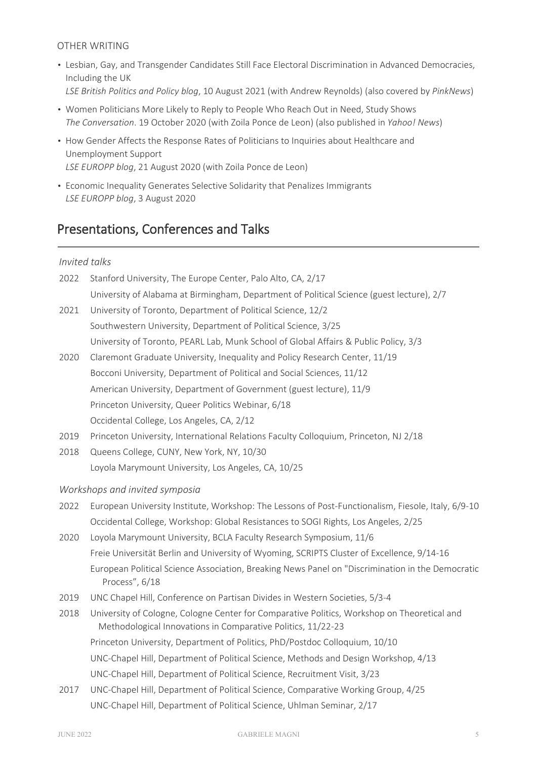OTHER WRITING

- Lesbian, Gay, and Transgender Candidates Still Face Electoral Discrimination in Advanced Democracies, Including the UK
  *LSE British Politics and Policy blog*, 10 August 2021 (with Andrew Reynolds) (also covered by *PinkNews*)
- Women Politicians More Likely to Reply to People Who Reach Out in Need, Study Shows
  *The Conversation*. 19 October 2020 (with Zoila Ponce de Leon) (also published in *Yahoo! News*)
- How Gender Affects the Response Rates of Politicians to Inquiries about Healthcare and Unemployment Support
  *LSE EUROPP blog*, 21 August 2020 (with Zoila Ponce de Leon)
- Economic Inequality Generates Selective Solidarity that Penalizes Immigrants
  *LSE EUROPP blog*, 3 August 2020

## Presentations, Conferences and Talks

*Invited talks*

2022 Stanford University, The Europe Center, Palo Alto, CA, 2/17
University of Alabama at Birmingham, Department of Political Science (guest lecture), 2/7

2021 University of Toronto, Department of Political Science, 12/2
Southwestern University, Department of Political Science, 3/25
University of Toronto, PEARL Lab, Munk School of Global Affairs & Public Policy, 3/3

2020 Claremont Graduate University, Inequality and Policy Research Center, 11/19
Bocconi University, Department of Political and Social Sciences, 11/12
American University, Department of Government (guest lecture), 11/9
Princeton University, Queer Politics Webinar, 6/18
Occidental College, Los Angeles, CA, 2/12

2019 Princeton University, International Relations Faculty Colloquium, Princeton, NJ 2/18

2018 Queens College, CUNY, New York, NY, 10/30
Loyola Marymount University, Los Angeles, CA, 10/25

*Workshops and invited symposia*

2022 European University Institute, Workshop: The Lessons of Post-Functionalism, Fiesole, Italy, 6/9-10
Occidental College, Workshop: Global Resistances to SOGI Rights, Los Angeles, 2/25

2020 Loyola Marymount University, BCLA Faculty Research Symposium, 11/6
Freie Universität Berlin and University of Wyoming, SCRIPTS Cluster of Excellence, 9/14-16
European Political Science Association, Breaking News Panel on "Discrimination in the Democratic Process", 6/18

2019 UNC Chapel Hill, Conference on Partisan Divides in Western Societies, 5/3-4

2018 University of Cologne, Cologne Center for Comparative Politics, Workshop on Theoretical and Methodological Innovations in Comparative Politics, 11/22-23
Princeton University, Department of Politics, PhD/Postdoc Colloquium, 10/10
UNC-Chapel Hill, Department of Political Science, Methods and Design Workshop, 4/13
UNC-Chapel Hill, Department of Political Science, Recruitment Visit, 3/23

2017 UNC-Chapel Hill, Department of Political Science, Comparative Working Group, 4/25
UNC-Chapel Hill, Department of Political Science, Uhlman Seminar, 2/17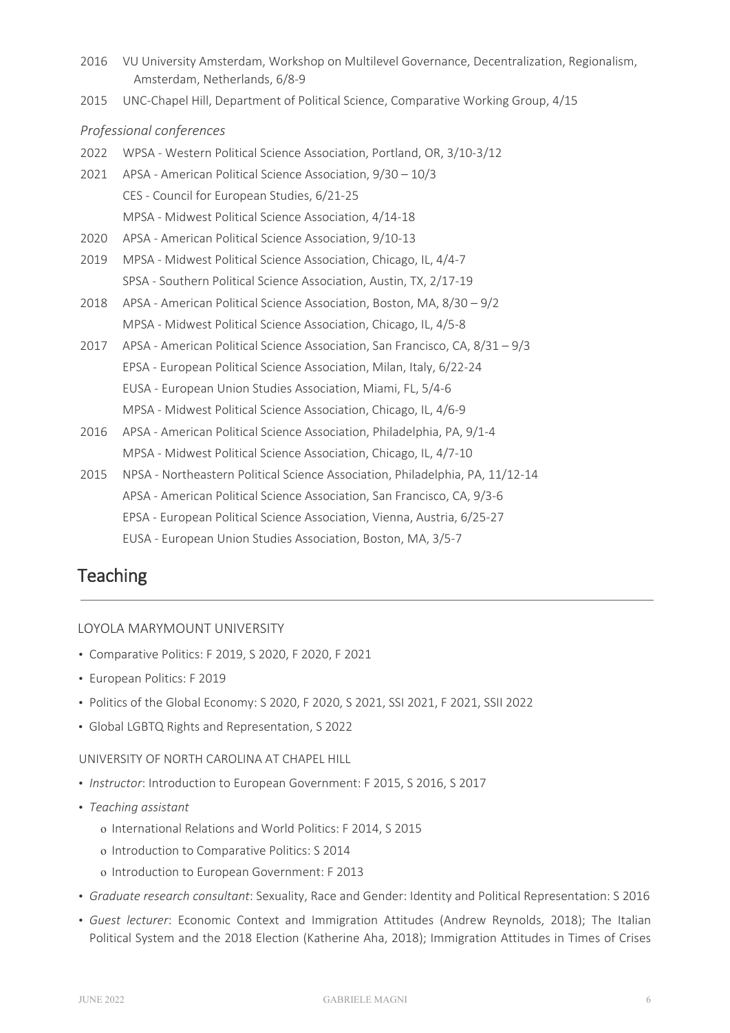- 2016 VU University Amsterdam, Workshop on Multilevel Governance, Decentralization, Regionalism, Amsterdam, Netherlands, 6/8-9
- 2015 UNC-Chapel Hill, Department of Political Science, Comparative Working Group, 4/15

*Professional conferences*

- 2022 WPSA - Western Political Science Association, Portland, OR, 3/10-3/12
- 2021 APSA - American Political Science Association, 9/30 – 10/3
  - CES - Council for European Studies, 6/21-25
  - MPSA - Midwest Political Science Association, 4/14-18
- 2020 APSA - American Political Science Association, 9/10-13
- 2019 MPSA - Midwest Political Science Association, Chicago, IL, 4/4-7
  - SPSA - Southern Political Science Association, Austin, TX, 2/17-19
- 2018 APSA - American Political Science Association, Boston, MA, 8/30 – 9/2
  - MPSA - Midwest Political Science Association, Chicago, IL, 4/5-8
- 2017 APSA - American Political Science Association, San Francisco, CA, 8/31 – 9/3
  - EPSA - European Political Science Association, Milan, Italy, 6/22-24
  - EUSA - European Union Studies Association, Miami, FL, 5/4-6
  - MPSA - Midwest Political Science Association, Chicago, IL, 4/6-9
- 2016 APSA - American Political Science Association, Philadelphia, PA, 9/1-4
  - MPSA - Midwest Political Science Association, Chicago, IL, 4/7-10
- 2015 NPSA - Northeastern Political Science Association, Philadelphia, PA, 11/12-14
  - APSA - American Political Science Association, San Francisco, CA, 9/3-6
  - EPSA - European Political Science Association, Vienna, Austria, 6/25-27
  - EUSA - European Union Studies Association, Boston, MA, 3/5-7

## Teaching

LOYOLA MARYMOUNT UNIVERSITY

- Comparative Politics: F 2019, S 2020, F 2020, F 2021
- European Politics: F 2019
- Politics of the Global Economy: S 2020, F 2020, S 2021, SSI 2021, F 2021, SSII 2022
- Global LGBTQ Rights and Representation, S 2022

UNIVERSITY OF NORTH CAROLINA AT CHAPEL HILL

- *Instructor*: Introduction to European Government: F 2015, S 2016, S 2017
- *Teaching assistant*
  - International Relations and World Politics: F 2014, S 2015
  - Introduction to Comparative Politics: S 2014
  - Introduction to European Government: F 2013
- *Graduate research consultant*: Sexuality, Race and Gender: Identity and Political Representation: S 2016
- *Guest lecturer*: Economic Context and Immigration Attitudes (Andrew Reynolds, 2018); The Italian Political System and the 2018 Election (Katherine Aha, 2018); Immigration Attitudes in Times of Crises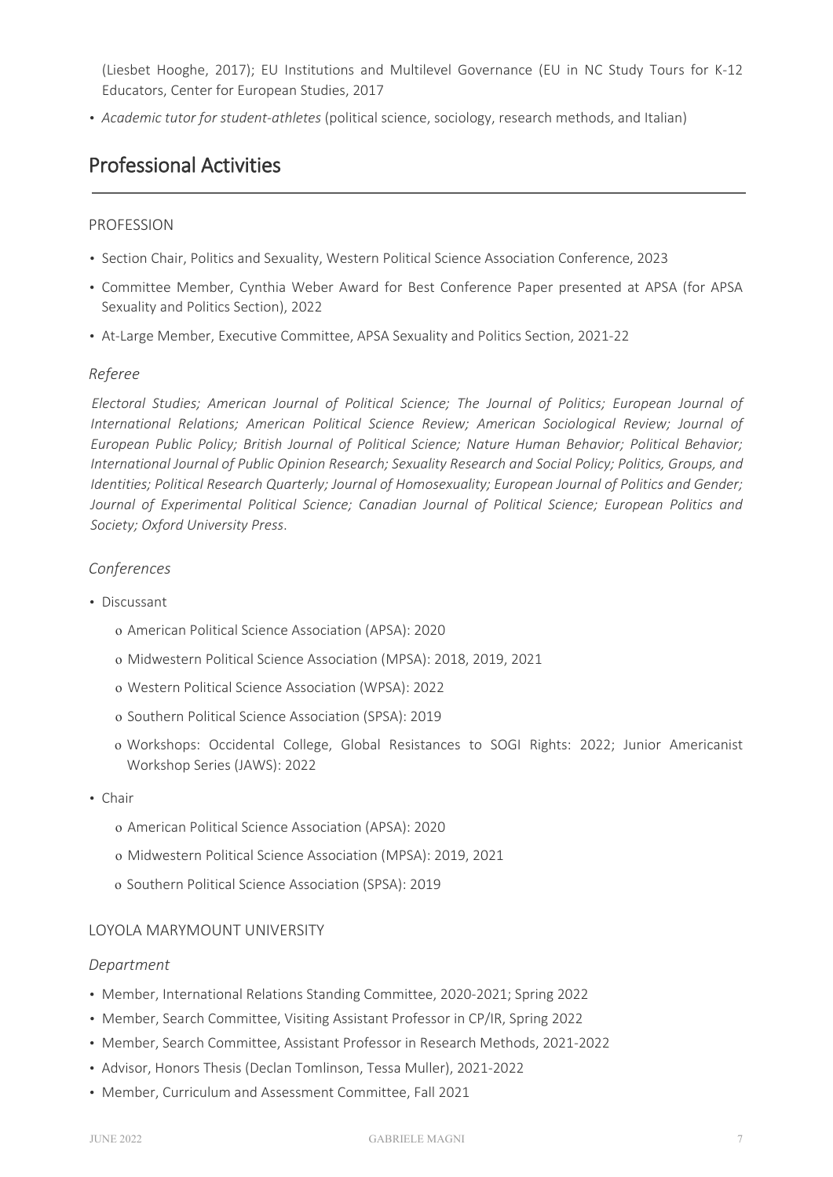(Liesbet Hooghe, 2017); EU Institutions and Multilevel Governance (EU in NC Study Tours for K-12 Educators, Center for European Studies, 2017

- *Academic tutor for student-athletes* (political science, sociology, research methods, and Italian)

## Professional Activities

### PROFESSION

- Section Chair, Politics and Sexuality, Western Political Science Association Conference, 2023
- Committee Member, Cynthia Weber Award for Best Conference Paper presented at APSA (for APSA Sexuality and Politics Section), 2022
- At-Large Member, Executive Committee, APSA Sexuality and Politics Section, 2021-22

#### *Referee*

*Electoral Studies; American Journal of Political Science; The Journal of Politics; European Journal of International Relations; American Political Science Review; American Sociological Review; Journal of European Public Policy; British Journal of Political Science; Nature Human Behavior; Political Behavior; International Journal of Public Opinion Research; Sexuality Research and Social Policy; Politics, Groups, and Identities; Political Research Quarterly; Journal of Homosexuality; European Journal of Politics and Gender; Journal of Experimental Political Science; Canadian Journal of Political Science; European Politics and Society; Oxford University Press*.

#### *Conferences*

- Discussant
  - American Political Science Association (APSA): 2020
  - Midwestern Political Science Association (MPSA): 2018, 2019, 2021
  - Western Political Science Association (WPSA): 2022
  - Southern Political Science Association (SPSA): 2019
  - Workshops: Occidental College, Global Resistances to SOGI Rights: 2022; Junior Americanist Workshop Series (JAWS): 2022
- Chair
  - American Political Science Association (APSA): 2020
  - Midwestern Political Science Association (MPSA): 2019, 2021
  - Southern Political Science Association (SPSA): 2019

### LOYOLA MARYMOUNT UNIVERSITY

#### *Department*

- Member, International Relations Standing Committee, 2020-2021; Spring 2022
- Member, Search Committee, Visiting Assistant Professor in CP/IR, Spring 2022
- Member, Search Committee, Assistant Professor in Research Methods, 2021-2022
- Advisor, Honors Thesis (Declan Tomlinson, Tessa Muller), 2021-2022
- Member, Curriculum and Assessment Committee, Fall 2021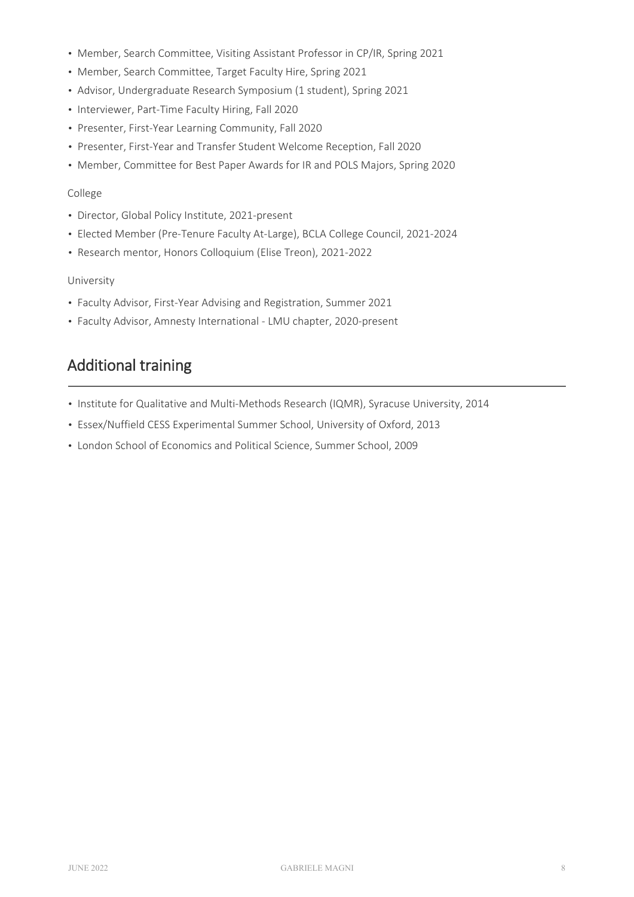- Member, Search Committee, Visiting Assistant Professor in CP/IR, Spring 2021
- Member, Search Committee, Target Faculty Hire, Spring 2021
- Advisor, Undergraduate Research Symposium (1 student), Spring 2021
- Interviewer, Part-Time Faculty Hiring, Fall 2020
- Presenter, First-Year Learning Community, Fall 2020
- Presenter, First-Year and Transfer Student Welcome Reception, Fall 2020
- Member, Committee for Best Paper Awards for IR and POLS Majors, Spring 2020

College

- Director, Global Policy Institute, 2021-present
- Elected Member (Pre-Tenure Faculty At-Large), BCLA College Council, 2021-2024
- Research mentor, Honors Colloquium (Elise Treon), 2021-2022

University

- Faculty Advisor, First-Year Advising and Registration, Summer 2021
- Faculty Advisor, Amnesty International - LMU chapter, 2020-present

## Additional training

- Institute for Qualitative and Multi-Methods Research (IQMR), Syracuse University, 2014
- Essex/Nuffield CESS Experimental Summer School, University of Oxford, 2013
- London School of Economics and Political Science, Summer School, 2009